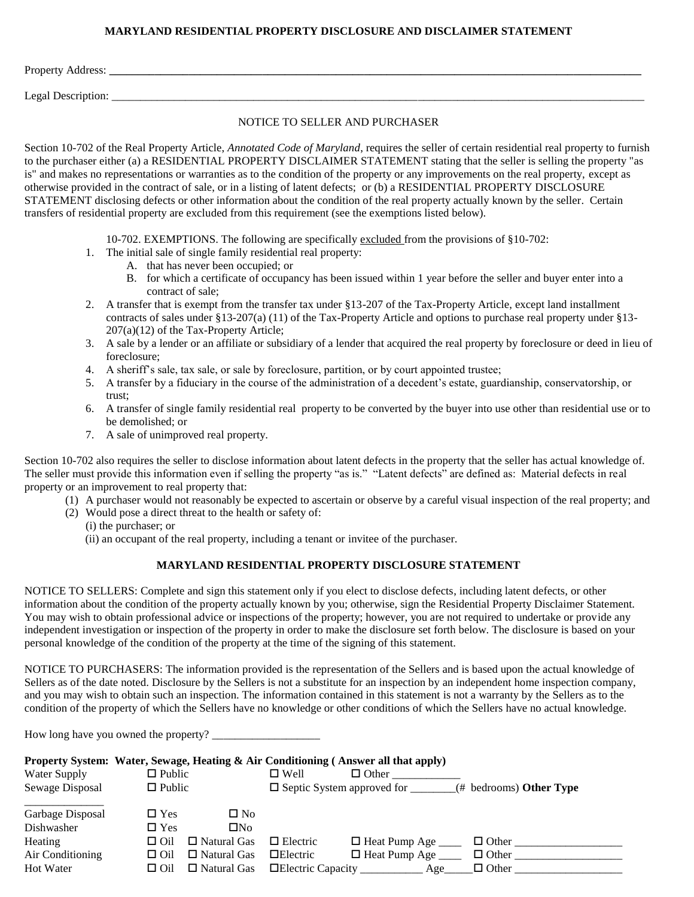# MARYLAND RESIDENTIAL PROPERTY DISCLOSURE AND DISCLAIMER STATEMENT

Property Address: ____________________________________________________________________________

Legal Description: ____________________________________________________________________________

NOTICE TO SELLER AND PURCHASER

Section 10-702 of the Real Property Article, *Annotated Code of Maryland*, requires the seller of certain residential real property to furnish to the purchaser either (a) a RESIDENTIAL PROPERTY DISCLAIMER STATEMENT stating that the seller is selling the property "as is" and makes no representations or warranties as to the condition of the property or any improvements on the real property, except as otherwise provided in the contract of sale, or in a listing of latent defects; or (b) a RESIDENTIAL PROPERTY DISCLOSURE STATEMENT disclosing defects or other information about the condition of the real property actually known by the seller. Certain transfers of residential property are excluded from this requirement (see the exemptions listed below).

10-702. EXEMPTIONS. The following are specifically excluded from the provisions of §10-702:

1. The initial sale of single family residential real property:
   A. that has never been occupied; or
   B. for which a certificate of occupancy has been issued within 1 year before the seller and buyer enter into a contract of sale;
2. A transfer that is exempt from the transfer tax under §13-207 of the Tax-Property Article, except land installment contracts of sales under §13-207(a) (11) of the Tax-Property Article and options to purchase real property under §13-207(a)(12) of the Tax-Property Article;
3. A sale by a lender or an affiliate or subsidiary of a lender that acquired the real property by foreclosure or deed in lieu of foreclosure;
4. A sheriff's sale, tax sale, or sale by foreclosure, partition, or by court appointed trustee;
5. A transfer by a fiduciary in the course of the administration of a decedent's estate, guardianship, conservatorship, or trust;
6. A transfer of single family residential real property to be converted by the buyer into use other than residential use or to be demolished; or
7. A sale of unimproved real property.

Section 10-702 also requires the seller to disclose information about latent defects in the property that the seller has actual knowledge of. The seller must provide this information even if selling the property "as is." "Latent defects" are defined as: Material defects in real property or an improvement to real property that:

(1) A purchaser would not reasonably be expected to ascertain or observe by a careful visual inspection of the real property; and
(2) Would pose a direct threat to the health or safety of:
   (i) the purchaser; or
   (ii) an occupant of the real property, including a tenant or invitee of the purchaser.

## MARYLAND RESIDENTIAL PROPERTY DISCLOSURE STATEMENT

NOTICE TO SELLERS: Complete and sign this statement only if you elect to disclose defects, including latent defects, or other information about the condition of the property actually known by you; otherwise, sign the Residential Property Disclaimer Statement. You may wish to obtain professional advice or inspections of the property; however, you are not required to undertake or provide any independent investigation or inspection of the property in order to make the disclosure set forth below. The disclosure is based on your personal knowledge of the condition of the property at the time of the signing of this statement.

NOTICE TO PURCHASERS: The information provided is the representation of the Sellers and is based upon the actual knowledge of Sellers as of the date noted. Disclosure by the Sellers is not a substitute for an inspection by an independent home inspection company, and you may wish to obtain such an inspection. The information contained in this statement is not a warranty by the Sellers as to the condition of the property of which the Sellers have no knowledge or other conditions of which the Sellers have no actual knowledge.

How long have you owned the property? ___________________

**Property System: Water, Sewage, Heating & Air Conditioning ( Answer all that apply)**

| | | | | | |
|---|---|---|---|---|---|
| Water Supply | ☐ Public | | ☐ Well | ☐ Other ____________ | |
| Sewage Disposal | ☐ Public | | ☐ Septic System approved for ________(# bedrooms) **Other Type** ______________ | | |
| Garbage Disposal | ☐ Yes | ☐ No | | | |
| Dishwasher | ☐ Yes | ☐No | | | |
| Heating | ☐ Oil | ☐ Natural Gas | ☐ Electric | ☐ Heat Pump Age ____ | ☐ Other __________________ |
| Air Conditioning | ☐ Oil | ☐ Natural Gas | ☐Electric | ☐ Heat Pump Age ____ | ☐ Other __________________ |
| Hot Water | ☐ Oil | ☐ Natural Gas | ☐Electric Capacity ___________ Age_____ | | ☐ Other __________________ |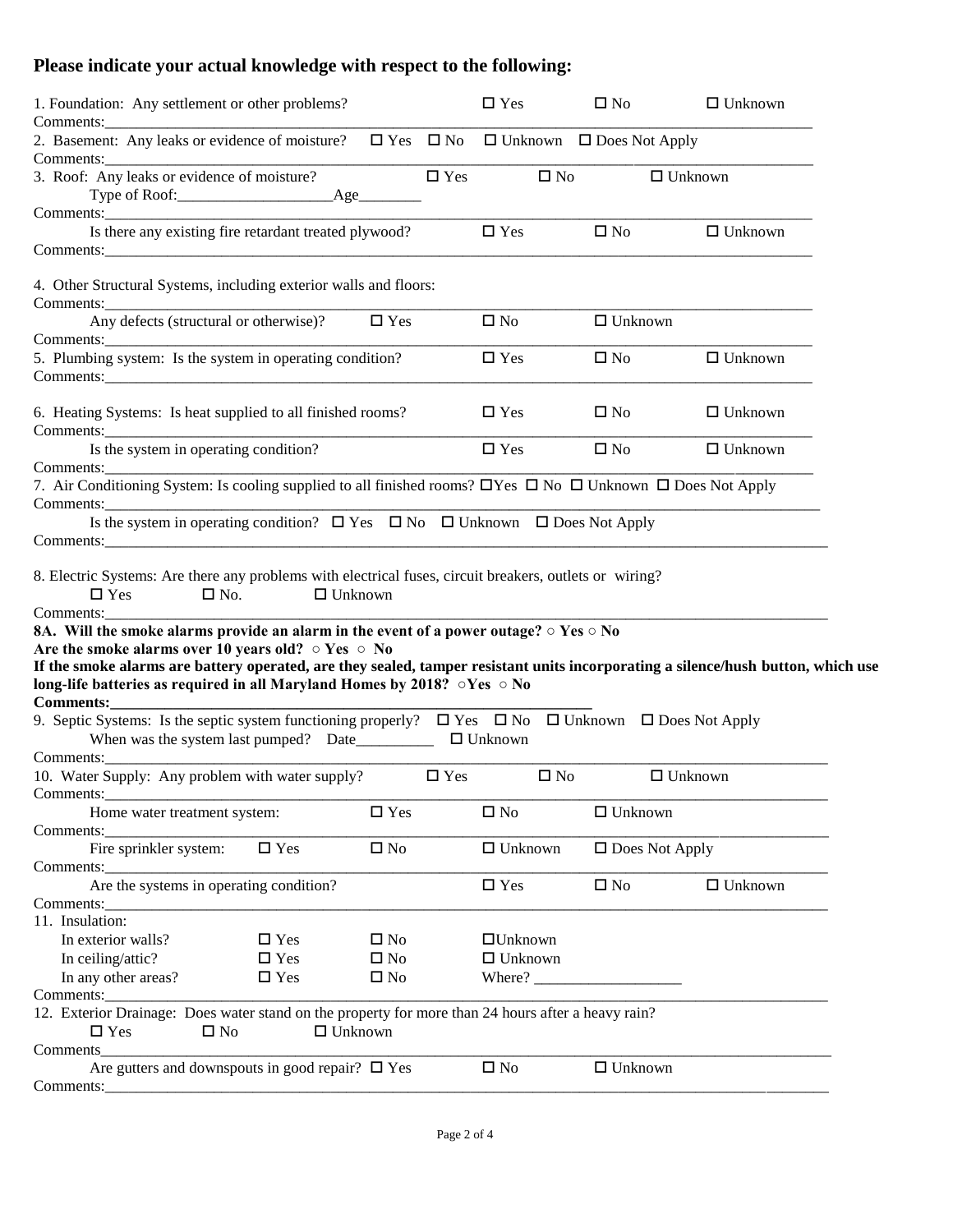## Please indicate your actual knowledge with respect to the following:

1. Foundation: Any settlement or other problems? ☐ Yes ☐ No ☐ Unknown
Comments:\_\_\_\_\_\_\_\_\_\_\_\_\_\_\_\_\_\_\_\_\_\_\_\_\_\_\_\_\_\_\_\_\_\_\_\_\_\_\_\_

2. Basement: Any leaks or evidence of moisture? ☐ Yes ☐ No ☐ Unknown ☐ Does Not Apply
Comments:\_\_\_\_\_\_\_\_\_\_\_\_\_\_\_\_\_\_\_\_\_\_\_\_\_\_\_\_\_\_\_\_\_\_\_\_\_\_\_\_

3. Roof: Any leaks or evidence of moisture? ☐ Yes ☐ No ☐ Unknown
   Type of Roof:\_\_\_\_\_\_\_\_\_\_\_\_\_\_\_\_\_\_\_\_ Age\_\_\_\_\_\_\_\_
Comments:\_\_\_\_\_\_\_\_\_\_\_\_\_\_\_\_\_\_\_\_\_\_\_\_\_\_\_\_\_\_\_\_\_\_\_\_\_\_\_\_
   Is there any existing fire retardant treated plywood? ☐ Yes ☐ No ☐ Unknown
Comments:\_\_\_\_\_\_\_\_\_\_\_\_\_\_\_\_\_\_\_\_\_\_\_\_\_\_\_\_\_\_\_\_\_\_\_\_\_\_\_\_

4. Other Structural Systems, including exterior walls and floors:
Comments:\_\_\_\_\_\_\_\_\_\_\_\_\_\_\_\_\_\_\_\_\_\_\_\_\_\_\_\_\_\_\_\_\_\_\_\_\_\_\_\_
   Any defects (structural or otherwise)? ☐ Yes ☐ No ☐ Unknown
Comments:\_\_\_\_\_\_\_\_\_\_\_\_\_\_\_\_\_\_\_\_\_\_\_\_\_\_\_\_\_\_\_\_\_\_\_\_\_\_\_\_

5. Plumbing system: Is the system in operating condition? ☐ Yes ☐ No ☐ Unknown
Comments:\_\_\_\_\_\_\_\_\_\_\_\_\_\_\_\_\_\_\_\_\_\_\_\_\_\_\_\_\_\_\_\_\_\_\_\_\_\_\_\_

6. Heating Systems: Is heat supplied to all finished rooms? ☐ Yes ☐ No ☐ Unknown
Comments:\_\_\_\_\_\_\_\_\_\_\_\_\_\_\_\_\_\_\_\_\_\_\_\_\_\_\_\_\_\_\_\_\_\_\_\_\_\_\_\_
   Is the system in operating condition? ☐ Yes ☐ No ☐ Unknown
Comments:\_\_\_\_\_\_\_\_\_\_\_\_\_\_\_\_\_\_\_\_\_\_\_\_\_\_\_\_\_\_\_\_\_\_\_\_\_\_\_\_

7. Air Conditioning System: Is cooling supplied to all finished rooms? ☐Yes ☐ No ☐ Unknown ☐ Does Not Apply
Comments:\_\_\_\_\_\_\_\_\_\_\_\_\_\_\_\_\_\_\_\_\_\_\_\_\_\_\_\_\_\_\_\_\_\_\_\_\_\_\_\_
   Is the system in operating condition? ☐ Yes ☐ No ☐ Unknown ☐ Does Not Apply
Comments:\_\_\_\_\_\_\_\_\_\_\_\_\_\_\_\_\_\_\_\_\_\_\_\_\_\_\_\_\_\_\_\_\_\_\_\_\_\_\_\_

8. Electric Systems: Are there any problems with electrical fuses, circuit breakers, outlets or wiring?
   ☐ Yes ☐ No. ☐ Unknown
Comments:\_\_\_\_\_\_\_\_\_\_\_\_\_\_\_\_\_\_\_\_\_\_\_\_\_\_\_\_\_\_\_\_\_\_\_\_\_\_\_\_

**8A. Will the smoke alarms provide an alarm in the event of a power outage? ○ Yes ○ No**
**Are the smoke alarms over 10 years old? ○ Yes ○ No**
**If the smoke alarms are battery operated, are they sealed, tamper resistant units incorporating a silence/hush button, which use long-life batteries as required in all Maryland Homes by 2018? ○Yes ○ No**
**Comments:\_\_\_\_\_\_\_\_\_\_\_\_\_\_\_\_\_\_\_\_\_\_\_\_\_\_\_\_\_\_\_\_\_\_\_\_\_\_\_\_**

9. Septic Systems: Is the septic system functioning properly? ☐ Yes ☐ No ☐ Unknown ☐ Does Not Apply
   When was the system last pumped? Date\_\_\_\_\_\_\_\_\_\_ ☐ Unknown
Comments:\_\_\_\_\_\_\_\_\_\_\_\_\_\_\_\_\_\_\_\_\_\_\_\_\_\_\_\_\_\_\_\_\_\_\_\_\_\_\_\_

10. Water Supply: Any problem with water supply? ☐ Yes ☐ No ☐ Unknown
Comments:\_\_\_\_\_\_\_\_\_\_\_\_\_\_\_\_\_\_\_\_\_\_\_\_\_\_\_\_\_\_\_\_\_\_\_\_\_\_\_\_
   Home water treatment system: ☐ Yes ☐ No ☐ Unknown
Comments:\_\_\_\_\_\_\_\_\_\_\_\_\_\_\_\_\_\_\_\_\_\_\_\_\_\_\_\_\_\_\_\_\_\_\_\_\_\_\_\_
   Fire sprinkler system: ☐ Yes ☐ No ☐ Unknown ☐ Does Not Apply
Comments:\_\_\_\_\_\_\_\_\_\_\_\_\_\_\_\_\_\_\_\_\_\_\_\_\_\_\_\_\_\_\_\_\_\_\_\_\_\_\_\_
   Are the systems in operating condition? ☐ Yes ☐ No ☐ Unknown
Comments:\_\_\_\_\_\_\_\_\_\_\_\_\_\_\_\_\_\_\_\_\_\_\_\_\_\_\_\_\_\_\_\_\_\_\_\_\_\_\_\_

11. Insulation:
   In exterior walls? ☐ Yes ☐ No ☐Unknown
   In ceiling/attic? ☐ Yes ☐ No ☐ Unknown
   In any other areas? ☐ Yes ☐ No Where? \_\_\_\_\_\_\_\_\_\_\_\_\_\_\_\_\_\_\_
Comments:\_\_\_\_\_\_\_\_\_\_\_\_\_\_\_\_\_\_\_\_\_\_\_\_\_\_\_\_\_\_\_\_\_\_\_\_\_\_\_\_

12. Exterior Drainage: Does water stand on the property for more than 24 hours after a heavy rain?
   ☐ Yes ☐ No ☐ Unknown
Comments\_\_\_\_\_\_\_\_\_\_\_\_\_\_\_\_\_\_\_\_\_\_\_\_\_\_\_\_\_\_\_\_\_\_\_\_\_\_\_\_
   Are gutters and downspouts in good repair? ☐ Yes ☐ No ☐ Unknown
Comments:\_\_\_\_\_\_\_\_\_\_\_\_\_\_\_\_\_\_\_\_\_\_\_\_\_\_\_\_\_\_\_\_\_\_\_\_\_\_\_\_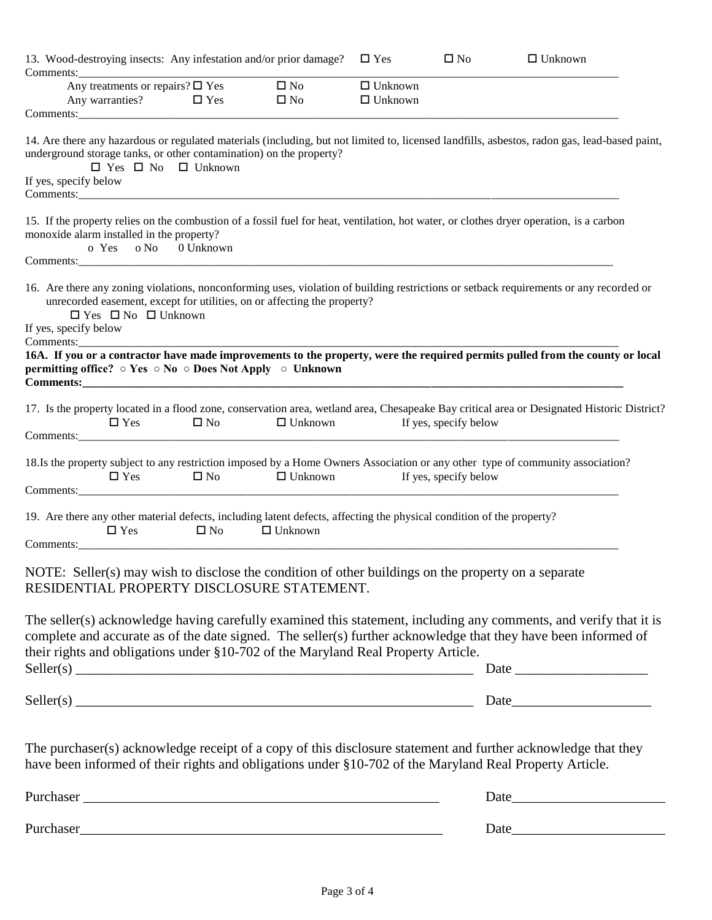13. Wood-destroying insects: Any infestation and/or prior damage? ☐ Yes ☐ No ☐ Unknown

Comments:\_\_\_\_\_\_\_\_\_\_\_\_\_\_\_\_\_\_\_\_\_\_\_\_\_\_\_\_\_\_\_\_\_\_\_\_\_\_\_\_\_\_\_\_\_\_\_\_\_\_\_\_\_\_\_\_\_\_\_\_\_\_\_\_\_\_\_\_\_\_\_\_

Any treatments or repairs? ☐ Yes ☐ No ☐ Unknown

Any warranties? ☐ Yes ☐ No ☐ Unknown

Comments:\_\_\_\_\_\_\_\_\_\_\_\_\_\_\_\_\_\_\_\_\_\_\_\_\_\_\_\_\_\_\_\_\_\_\_\_\_\_\_\_\_\_\_\_\_\_\_\_\_\_\_\_\_\_\_\_\_\_\_\_\_\_\_\_\_\_\_\_\_\_\_\_

14. Are there any hazardous or regulated materials (including, but not limited to, licensed landfills, asbestos, radon gas, lead-based paint, underground storage tanks, or other contamination) on the property?

☐ Yes ☐ No ☐ Unknown

If yes, specify below

Comments:\_\_\_\_\_\_\_\_\_\_\_\_\_\_\_\_\_\_\_\_\_\_\_\_\_\_\_\_\_\_\_\_\_\_\_\_\_\_\_\_\_\_\_\_\_\_\_\_\_\_\_\_\_\_\_\_\_\_\_\_\_\_\_\_\_\_\_\_\_\_\_\_

15. If the property relies on the combustion of a fossil fuel for heat, ventilation, hot water, or clothes dryer operation, is a carbon monoxide alarm installed in the property?

o Yes o No 0 Unknown

Comments:\_\_\_\_\_\_\_\_\_\_\_\_\_\_\_\_\_\_\_\_\_\_\_\_\_\_\_\_\_\_\_\_\_\_\_\_\_\_\_\_\_\_\_\_\_\_\_\_\_\_\_\_\_\_\_\_\_\_\_\_\_\_\_\_\_\_\_\_\_\_\_\_

16. Are there any zoning violations, nonconforming uses, violation of building restrictions or setback requirements or any recorded or unrecorded easement, except for utilities, on or affecting the property?

☐ Yes ☐ No ☐ Unknown

If yes, specify below

Comments:\_\_\_\_\_\_\_\_\_\_\_\_\_\_\_\_\_\_\_\_\_\_\_\_\_\_\_\_\_\_\_\_\_\_\_\_\_\_\_\_\_\_\_\_\_\_\_\_\_\_\_\_\_\_\_\_\_\_\_\_\_\_\_\_\_\_\_\_\_\_\_\_

**16A. If you or a contractor have made improvements to the property, were the required permits pulled from the county or local permitting office? ○ Yes ○ No ○ Does Not Apply ○ Unknown**

**Comments:\_\_\_\_\_\_\_\_\_\_\_\_\_\_\_\_\_\_\_\_\_\_\_\_\_\_\_\_\_\_\_\_\_\_\_\_\_\_\_\_\_\_\_\_\_\_\_\_\_\_\_\_\_\_\_\_\_\_\_\_\_\_\_\_\_\_\_\_\_\_\_\_**

17. Is the property located in a flood zone, conservation area, wetland area, Chesapeake Bay critical area or Designated Historic District?

☐ Yes ☐ No ☐ Unknown If yes, specify below

Comments:\_\_\_\_\_\_\_\_\_\_\_\_\_\_\_\_\_\_\_\_\_\_\_\_\_\_\_\_\_\_\_\_\_\_\_\_\_\_\_\_\_\_\_\_\_\_\_\_\_\_\_\_\_\_\_\_\_\_\_\_\_\_\_\_\_\_\_\_\_\_\_\_

18.Is the property subject to any restriction imposed by a Home Owners Association or any other type of community association?

☐ Yes ☐ No ☐ Unknown If yes, specify below

Comments:\_\_\_\_\_\_\_\_\_\_\_\_\_\_\_\_\_\_\_\_\_\_\_\_\_\_\_\_\_\_\_\_\_\_\_\_\_\_\_\_\_\_\_\_\_\_\_\_\_\_\_\_\_\_\_\_\_\_\_\_\_\_\_\_\_\_\_\_\_\_\_\_

19. Are there any other material defects, including latent defects, affecting the physical condition of the property?

☐ Yes ☐ No ☐ Unknown

Comments:\_\_\_\_\_\_\_\_\_\_\_\_\_\_\_\_\_\_\_\_\_\_\_\_\_\_\_\_\_\_\_\_\_\_\_\_\_\_\_\_\_\_\_\_\_\_\_\_\_\_\_\_\_\_\_\_\_\_\_\_\_\_\_\_\_\_\_\_\_\_\_\_

NOTE: Seller(s) may wish to disclose the condition of other buildings on the property on a separate RESIDENTIAL PROPERTY DISCLOSURE STATEMENT.

The seller(s) acknowledge having carefully examined this statement, including any comments, and verify that it is complete and accurate as of the date signed. The seller(s) further acknowledge that they have been informed of their rights and obligations under §10-702 of the Maryland Real Property Article.

Seller(s) \_\_\_\_\_\_\_\_\_\_\_\_\_\_\_\_\_\_\_\_\_\_\_\_\_\_\_\_\_\_\_\_\_\_\_\_\_\_\_\_\_\_\_\_\_\_\_\_ Date \_\_\_\_\_\_\_\_\_\_\_\_\_\_\_\_

Seller(s) \_\_\_\_\_\_\_\_\_\_\_\_\_\_\_\_\_\_\_\_\_\_\_\_\_\_\_\_\_\_\_\_\_\_\_\_\_\_\_\_\_\_\_\_\_\_\_\_ Date\_\_\_\_\_\_\_\_\_\_\_\_\_\_\_\_

The purchaser(s) acknowledge receipt of a copy of this disclosure statement and further acknowledge that they have been informed of their rights and obligations under §10-702 of the Maryland Real Property Article.

Purchaser \_\_\_\_\_\_\_\_\_\_\_\_\_\_\_\_\_\_\_\_\_\_\_\_\_\_\_\_\_\_\_\_\_\_\_\_\_\_\_\_\_\_\_\_ Date\_\_\_\_\_\_\_\_\_\_\_\_\_\_\_\_\_\_

Purchaser\_\_\_\_\_\_\_\_\_\_\_\_\_\_\_\_\_\_\_\_\_\_\_\_\_\_\_\_\_\_\_\_\_\_\_\_\_\_\_\_\_\_\_\_ Date\_\_\_\_\_\_\_\_\_\_\_\_\_\_\_\_\_\_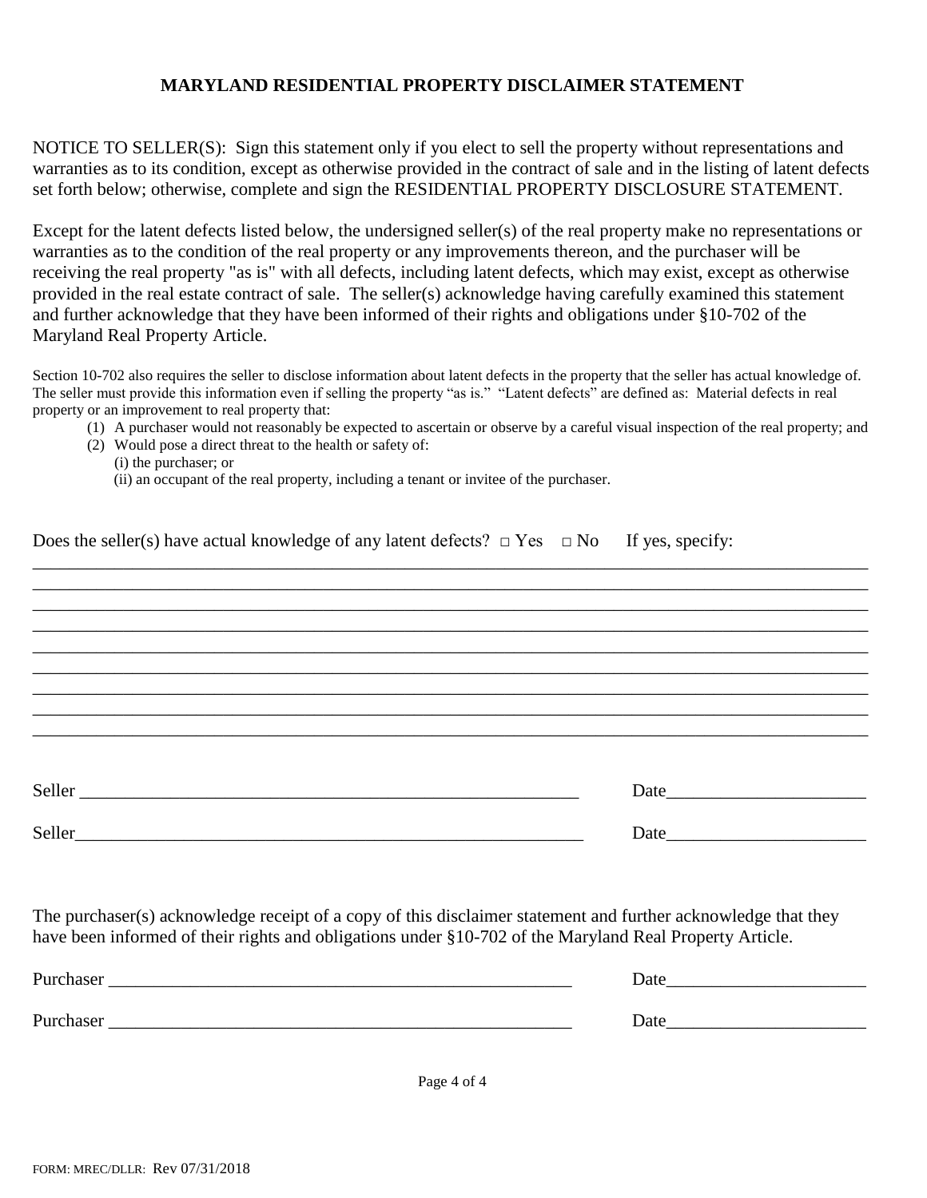# MARYLAND RESIDENTIAL PROPERTY DISCLAIMER STATEMENT

NOTICE TO SELLER(S): Sign this statement only if you elect to sell the property without representations and warranties as to its condition, except as otherwise provided in the contract of sale and in the listing of latent defects set forth below; otherwise, complete and sign the RESIDENTIAL PROPERTY DISCLOSURE STATEMENT.

Except for the latent defects listed below, the undersigned seller(s) of the real property make no representations or warranties as to the condition of the real property or any improvements thereon, and the purchaser will be receiving the real property "as is" with all defects, including latent defects, which may exist, except as otherwise provided in the real estate contract of sale. The seller(s) acknowledge having carefully examined this statement and further acknowledge that they have been informed of their rights and obligations under §10-702 of the Maryland Real Property Article.

Section 10-702 also requires the seller to disclose information about latent defects in the property that the seller has actual knowledge of. The seller must provide this information even if selling the property "as is." "Latent defects" are defined as: Material defects in real property or an improvement to real property that:

(1) A purchaser would not reasonably be expected to ascertain or observe by a careful visual inspection of the real property; and
(2) Would pose a direct threat to the health or safety of:
    (i) the purchaser; or
    (ii) an occupant of the real property, including a tenant or invitee of the purchaser.

Does the seller(s) have actual knowledge of any latent defects? □ Yes □ No If yes, specify:

______________________________________________________________________________

______________________________________________________________________________

______________________________________________________________________________

______________________________________________________________________________

______________________________________________________________________________

______________________________________________________________________________

______________________________________________________________________________

______________________________________________________________________________

______________________________________________________________________________

Seller ______________________________________________ Date____________________

Seller______________________________________________ Date____________________

The purchaser(s) acknowledge receipt of a copy of this disclaimer statement and further acknowledge that they have been informed of their rights and obligations under §10-702 of the Maryland Real Property Article.

Purchaser ___________________________________________ Date____________________

Purchaser ___________________________________________ Date____________________

FORM: MREC/DLLR: Rev 07/31/2018